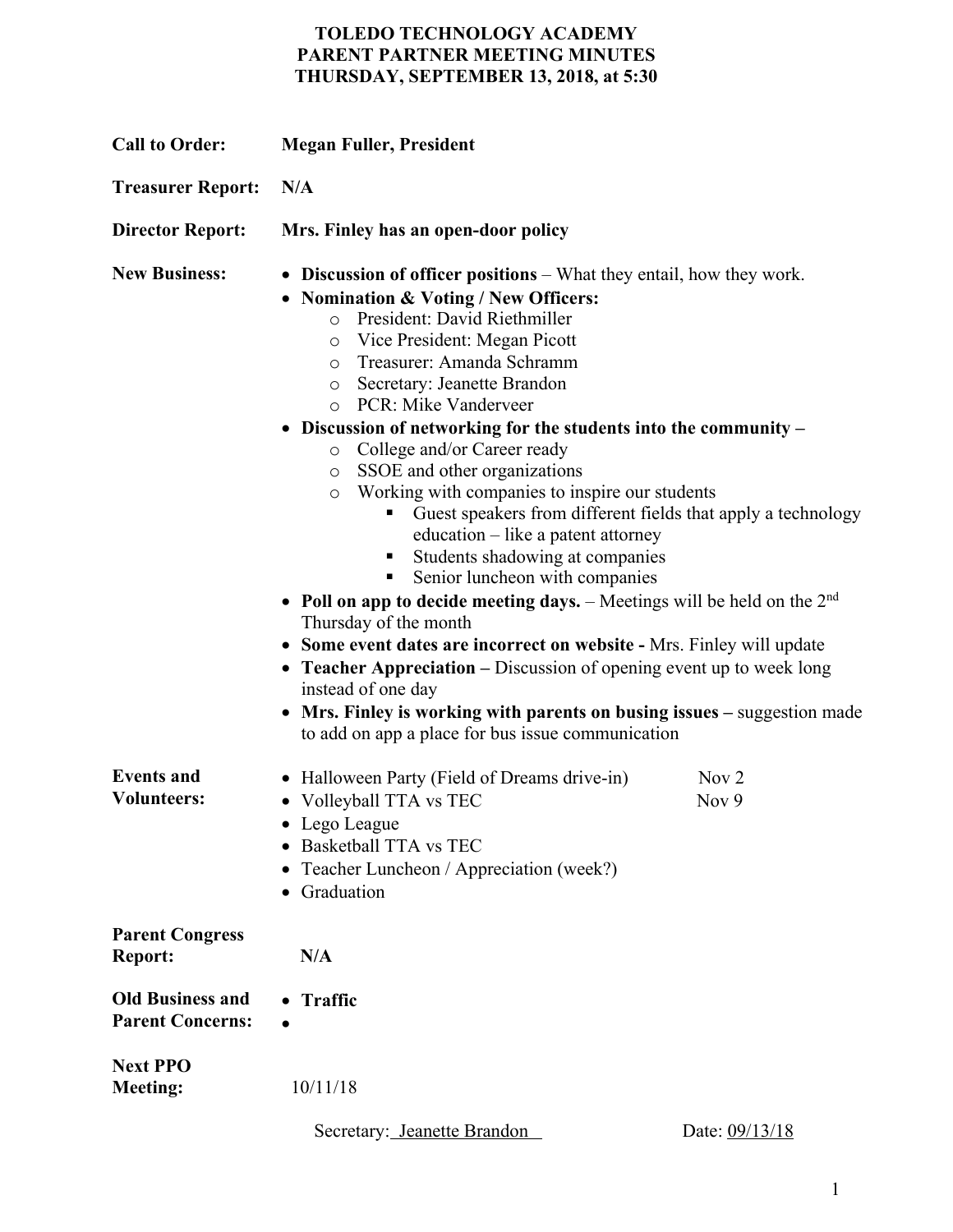# TOLEDO TECHNOLOGY ACADEMY
## PARENT PARTNER MEETING MINUTES
## THURSDAY, SEPTEMBER 13, 2018, at 5:30

**Call to Order:** **Megan Fuller, President**

**Treasurer Report:** **N/A**

**Director Report:** **Mrs. Finley has an open-door policy**

**New Business:**

- **Discussion of officer positions** – What they entail, how they work.
- **Nomination & Voting / New Officers:**
  - President: David Riethmiller
  - Vice President: Megan Picott
  - Treasurer: Amanda Schramm
  - Secretary: Jeanette Brandon
  - PCR: Mike Vanderveer
- **Discussion of networking for the students into the community –**
  - College and/or Career ready
  - SSOE and other organizations
  - Working with companies to inspire our students
    - Guest speakers from different fields that apply a technology education – like a patent attorney
    - Students shadowing at companies
    - Senior luncheon with companies
- **Poll on app to decide meeting days.** – Meetings will be held on the 2nd Thursday of the month
- **Some event dates are incorrect on website -** Mrs. Finley will update
- **Teacher Appreciation –** Discussion of opening event up to week long instead of one day
- **Mrs. Finley is working with parents on busing issues –** suggestion made to add on app a place for bus issue communication

**Events and Volunteers:**

- Halloween Party (Field of Dreams drive-in) Nov 2
- Volleyball TTA vs TEC Nov 9
- Lego League
- Basketball TTA vs TEC
- Teacher Luncheon / Appreciation (week?)
- Graduation

**Parent Congress Report:** **N/A**

**Old Business and Parent Concerns:**

- **Traffic**
- 

**Next PPO Meeting:** 10/11/18

Secretary: Jeanette Brandon    Date: 09/13/18